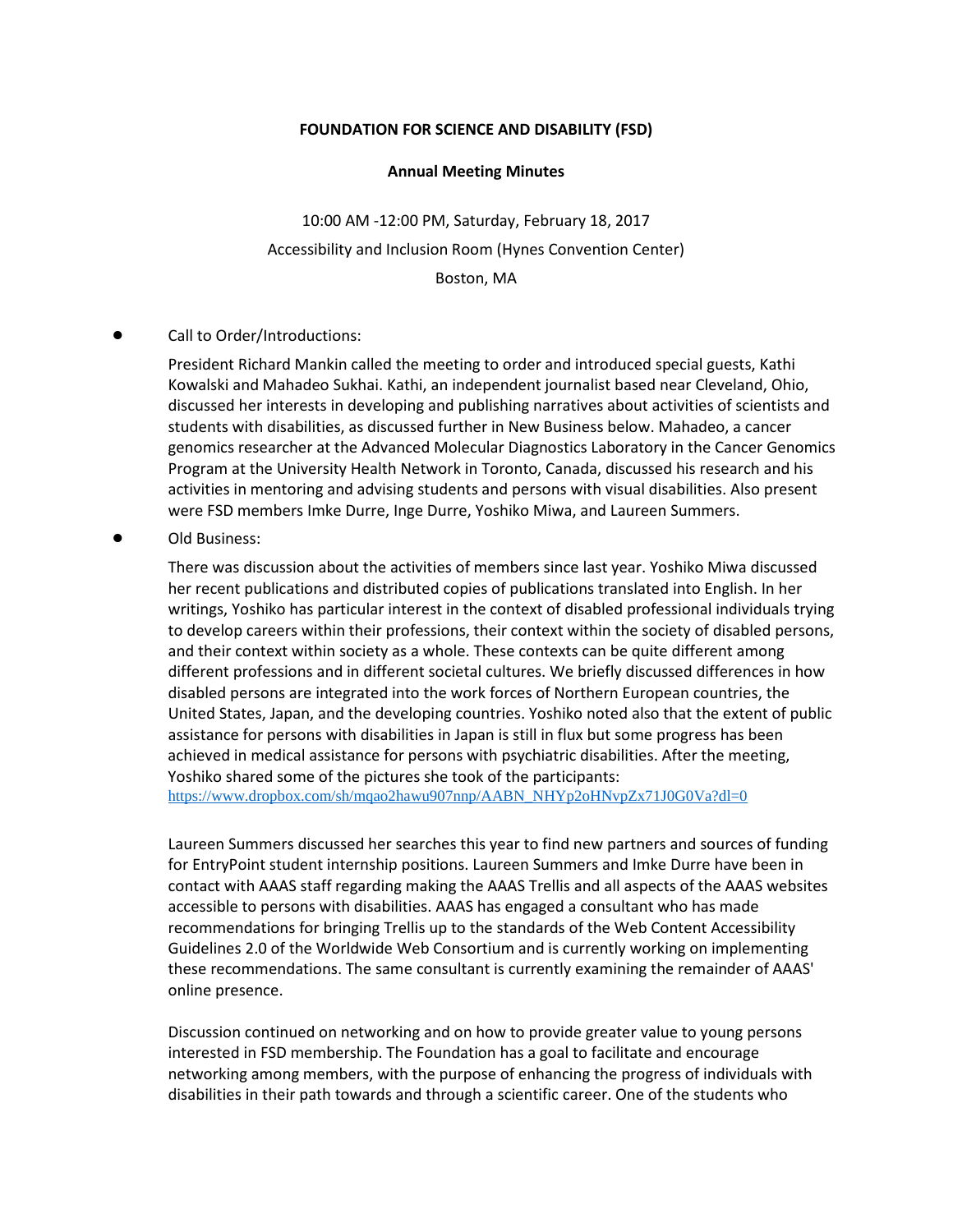**FOUNDATION FOR SCIENCE AND DISABILITY (FSD)**

**Annual Meeting Minutes**

10:00 AM -12:00 PM, Saturday, February 18, 2017

Accessibility and Inclusion Room (Hynes Convention Center)

Boston, MA

- Call to Order/Introductions:

  President Richard Mankin called the meeting to order and introduced special guests, Kathi Kowalski and Mahadeo Sukhai. Kathi, an independent journalist based near Cleveland, Ohio, discussed her interests in developing and publishing narratives about activities of scientists and students with disabilities, as discussed further in New Business below. Mahadeo, a cancer genomics researcher at the Advanced Molecular Diagnostics Laboratory in the Cancer Genomics Program at the University Health Network in Toronto, Canada, discussed his research and his activities in mentoring and advising students and persons with visual disabilities. Also present were FSD members Imke Durre, Inge Durre, Yoshiko Miwa, and Laureen Summers.

- Old Business:

  There was discussion about the activities of members since last year. Yoshiko Miwa discussed her recent publications and distributed copies of publications translated into English. In her writings, Yoshiko has particular interest in the context of disabled professional individuals trying to develop careers within their professions, their context within the society of disabled persons, and their context within society as a whole. These contexts can be quite different among different professions and in different societal cultures. We briefly discussed differences in how disabled persons are integrated into the work forces of Northern European countries, the United States, Japan, and the developing countries. Yoshiko noted also that the extent of public assistance for persons with disabilities in Japan is still in flux but some progress has been achieved in medical assistance for persons with psychiatric disabilities. After the meeting, Yoshiko shared some of the pictures she took of the participants: https://www.dropbox.com/sh/mqao2hawu907nnp/AABN_NHYp2oHNvpZx71J0G0Va?dl=0

  Laureen Summers discussed her searches this year to find new partners and sources of funding for EntryPoint student internship positions. Laureen Summers and Imke Durre have been in contact with AAAS staff regarding making the AAAS Trellis and all aspects of the AAAS websites accessible to persons with disabilities. AAAS has engaged a consultant who has made recommendations for bringing Trellis up to the standards of the Web Content Accessibility Guidelines 2.0 of the Worldwide Web Consortium and is currently working on implementing these recommendations. The same consultant is currently examining the remainder of AAAS' online presence.

  Discussion continued on networking and on how to provide greater value to young persons interested in FSD membership. The Foundation has a goal to facilitate and encourage networking among members, with the purpose of enhancing the progress of individuals with disabilities in their path towards and through a scientific career. One of the students who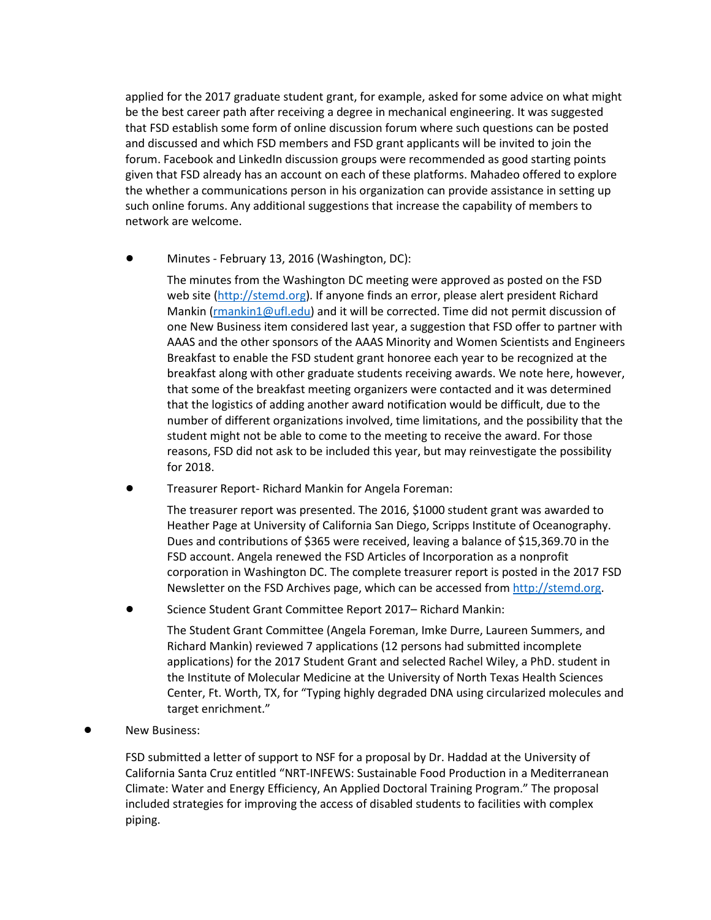applied for the 2017 graduate student grant, for example, asked for some advice on what might be the best career path after receiving a degree in mechanical engineering. It was suggested that FSD establish some form of online discussion forum where such questions can be posted and discussed and which FSD members and FSD grant applicants will be invited to join the forum. Facebook and LinkedIn discussion groups were recommended as good starting points given that FSD already has an account on each of these platforms. Mahadeo offered to explore the whether a communications person in his organization can provide assistance in setting up such online forums. Any additional suggestions that increase the capability of members to network are welcome.

- Minutes - February 13, 2016 (Washington, DC):

  The minutes from the Washington DC meeting were approved as posted on the FSD web site (http://stemd.org). If anyone finds an error, please alert president Richard Mankin (rmankin1@ufl.edu) and it will be corrected. Time did not permit discussion of one New Business item considered last year, a suggestion that FSD offer to partner with AAAS and the other sponsors of the AAAS Minority and Women Scientists and Engineers Breakfast to enable the FSD student grant honoree each year to be recognized at the breakfast along with other graduate students receiving awards. We note here, however, that some of the breakfast meeting organizers were contacted and it was determined that the logistics of adding another award notification would be difficult, due to the number of different organizations involved, time limitations, and the possibility that the student might not be able to come to the meeting to receive the award. For those reasons, FSD did not ask to be included this year, but may reinvestigate the possibility for 2018.

- Treasurer Report- Richard Mankin for Angela Foreman:

  The treasurer report was presented. The 2016, $1000 student grant was awarded to Heather Page at University of California San Diego, Scripps Institute of Oceanography. Dues and contributions of $365 were received, leaving a balance of $15,369.70 in the FSD account. Angela renewed the FSD Articles of Incorporation as a nonprofit corporation in Washington DC. The complete treasurer report is posted in the 2017 FSD Newsletter on the FSD Archives page, which can be accessed from http://stemd.org.

- Science Student Grant Committee Report 2017– Richard Mankin:

  The Student Grant Committee (Angela Foreman, Imke Durre, Laureen Summers, and Richard Mankin) reviewed 7 applications (12 persons had submitted incomplete applications) for the 2017 Student Grant and selected Rachel Wiley, a PhD. student in the Institute of Molecular Medicine at the University of North Texas Health Sciences Center, Ft. Worth, TX, for "Typing highly degraded DNA using circularized molecules and target enrichment."

- New Business:

  FSD submitted a letter of support to NSF for a proposal by Dr. Haddad at the University of California Santa Cruz entitled "NRT-INFEWS: Sustainable Food Production in a Mediterranean Climate: Water and Energy Efficiency, An Applied Doctoral Training Program." The proposal included strategies for improving the access of disabled students to facilities with complex piping.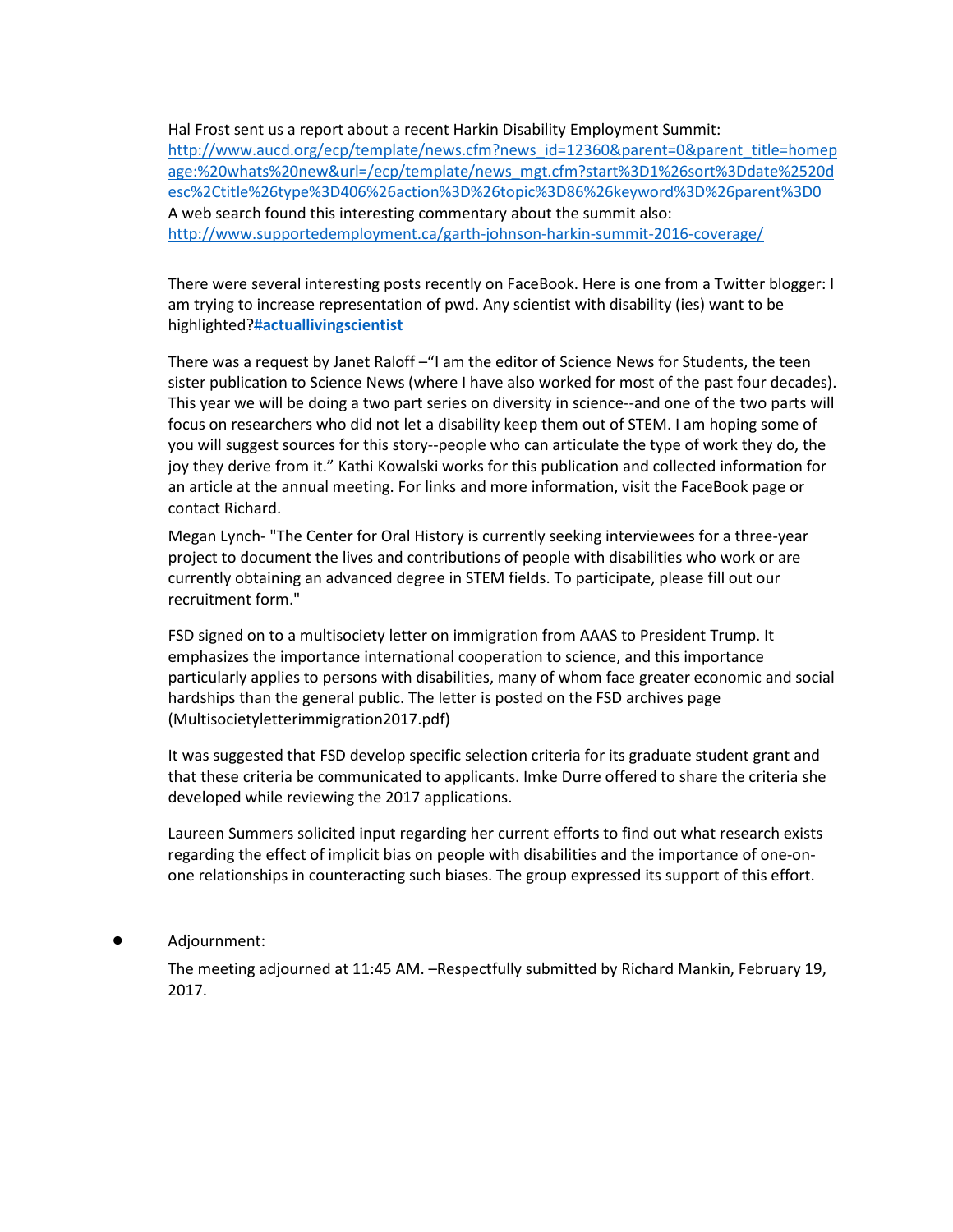Hal Frost sent us a report about a recent Harkin Disability Employment Summit: http://www.aucd.org/ecp/template/news.cfm?news_id=12360&parent=0&parent_title=homepage:%20whats%20new&url=/ecp/template/news_mgt.cfm?start%3D1%26sort%3Ddate%2520desc%2Ctitle%26type%3D406%26action%3D%26topic%3D86%26keyword%3D%26parent%3D0
A web search found this interesting commentary about the summit also: http://www.supportedemployment.ca/garth-johnson-harkin-summit-2016-coverage/

There were several interesting posts recently on FaceBook. Here is one from a Twitter blogger: I am trying to increase representation of pwd. Any scientist with disability (ies) want to be highlighted?**#actuallivingscientist**

There was a request by Janet Raloff –"I am the editor of Science News for Students, the teen sister publication to Science News (where I have also worked for most of the past four decades). This year we will be doing a two part series on diversity in science--and one of the two parts will focus on researchers who did not let a disability keep them out of STEM. I am hoping some of you will suggest sources for this story--people who can articulate the type of work they do, the joy they derive from it." Kathi Kowalski works for this publication and collected information for an article at the annual meeting. For links and more information, visit the FaceBook page or contact Richard.

Megan Lynch- "The Center for Oral History is currently seeking interviewees for a three-year project to document the lives and contributions of people with disabilities who work or are currently obtaining an advanced degree in STEM fields. To participate, please fill out our recruitment form."

FSD signed on to a multisociety letter on immigration from AAAS to President Trump. It emphasizes the importance international cooperation to science, and this importance particularly applies to persons with disabilities, many of whom face greater economic and social hardships than the general public. The letter is posted on the FSD archives page (Multisocietyletterimmigration2017.pdf)

It was suggested that FSD develop specific selection criteria for its graduate student grant and that these criteria be communicated to applicants. Imke Durre offered to share the criteria she developed while reviewing the 2017 applications.

Laureen Summers solicited input regarding her current efforts to find out what research exists regarding the effect of implicit bias on people with disabilities and the importance of one-on-one relationships in counteracting such biases. The group expressed its support of this effort.

- Adjournment:

  The meeting adjourned at 11:45 AM. –Respectfully submitted by Richard Mankin, February 19, 2017.